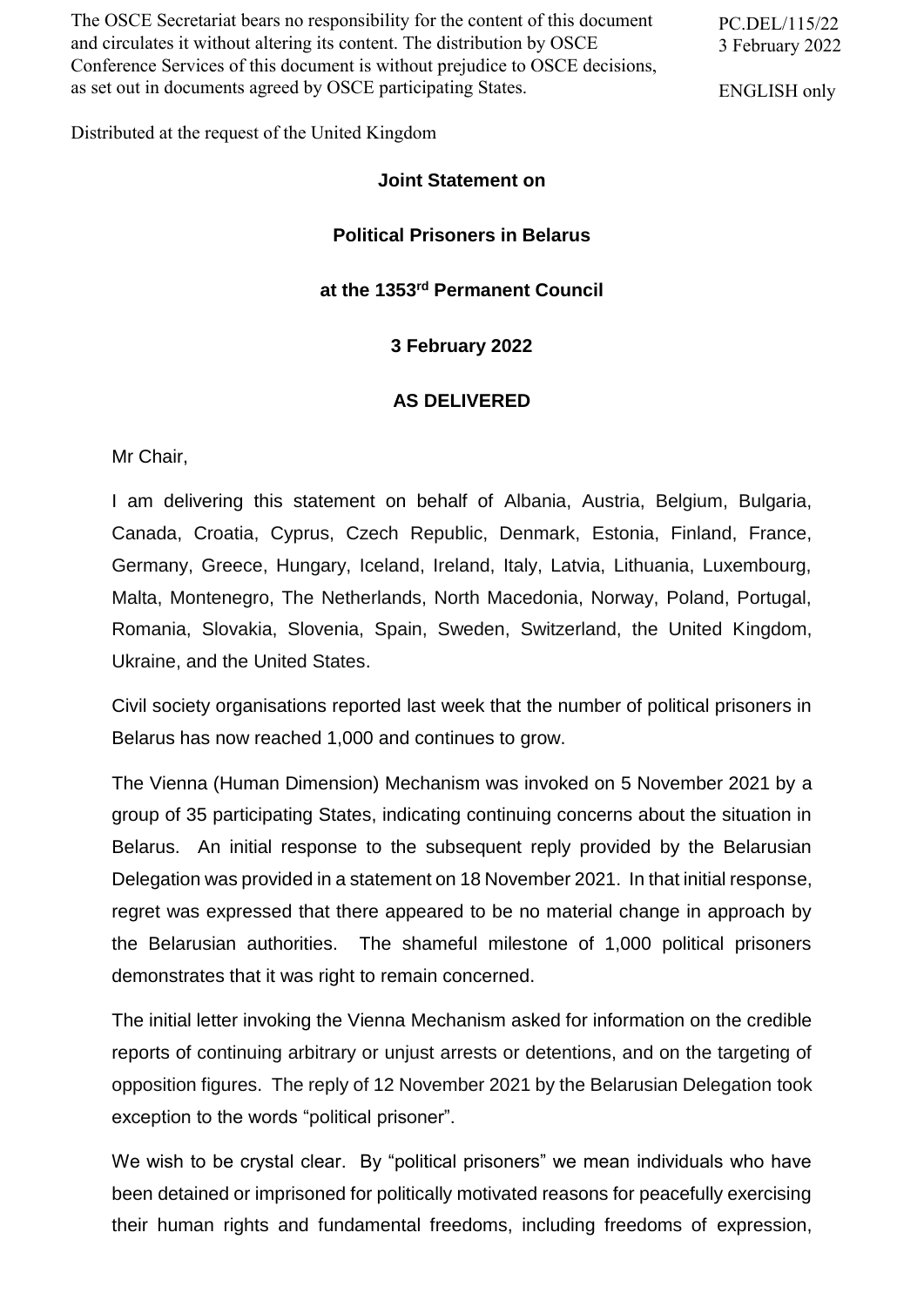The OSCE Secretariat bears no responsibility for the content of this document and circulates it without altering its content. The distribution by OSCE Conference Services of this document is without prejudice to OSCE decisions, as set out in documents agreed by OSCE participating States.

PC.DEL/115/22
3 February 2022

ENGLISH only

Distributed at the request of the United Kingdom

**Joint Statement on**

**Political Prisoners in Belarus**

**at the 1353rd Permanent Council**

**3 February 2022**

**AS DELIVERED**

Mr Chair,

I am delivering this statement on behalf of Albania, Austria, Belgium, Bulgaria, Canada, Croatia, Cyprus, Czech Republic, Denmark, Estonia, Finland, France, Germany, Greece, Hungary, Iceland, Ireland, Italy, Latvia, Lithuania, Luxembourg, Malta, Montenegro, The Netherlands, North Macedonia, Norway, Poland, Portugal, Romania, Slovakia, Slovenia, Spain, Sweden, Switzerland, the United Kingdom, Ukraine, and the United States.

Civil society organisations reported last week that the number of political prisoners in Belarus has now reached 1,000 and continues to grow.

The Vienna (Human Dimension) Mechanism was invoked on 5 November 2021 by a group of 35 participating States, indicating continuing concerns about the situation in Belarus. An initial response to the subsequent reply provided by the Belarusian Delegation was provided in a statement on 18 November 2021. In that initial response, regret was expressed that there appeared to be no material change in approach by the Belarusian authorities. The shameful milestone of 1,000 political prisoners demonstrates that it was right to remain concerned.

The initial letter invoking the Vienna Mechanism asked for information on the credible reports of continuing arbitrary or unjust arrests or detentions, and on the targeting of opposition figures. The reply of 12 November 2021 by the Belarusian Delegation took exception to the words “political prisoner”.

We wish to be crystal clear. By “political prisoners” we mean individuals who have been detained or imprisoned for politically motivated reasons for peacefully exercising their human rights and fundamental freedoms, including freedoms of expression,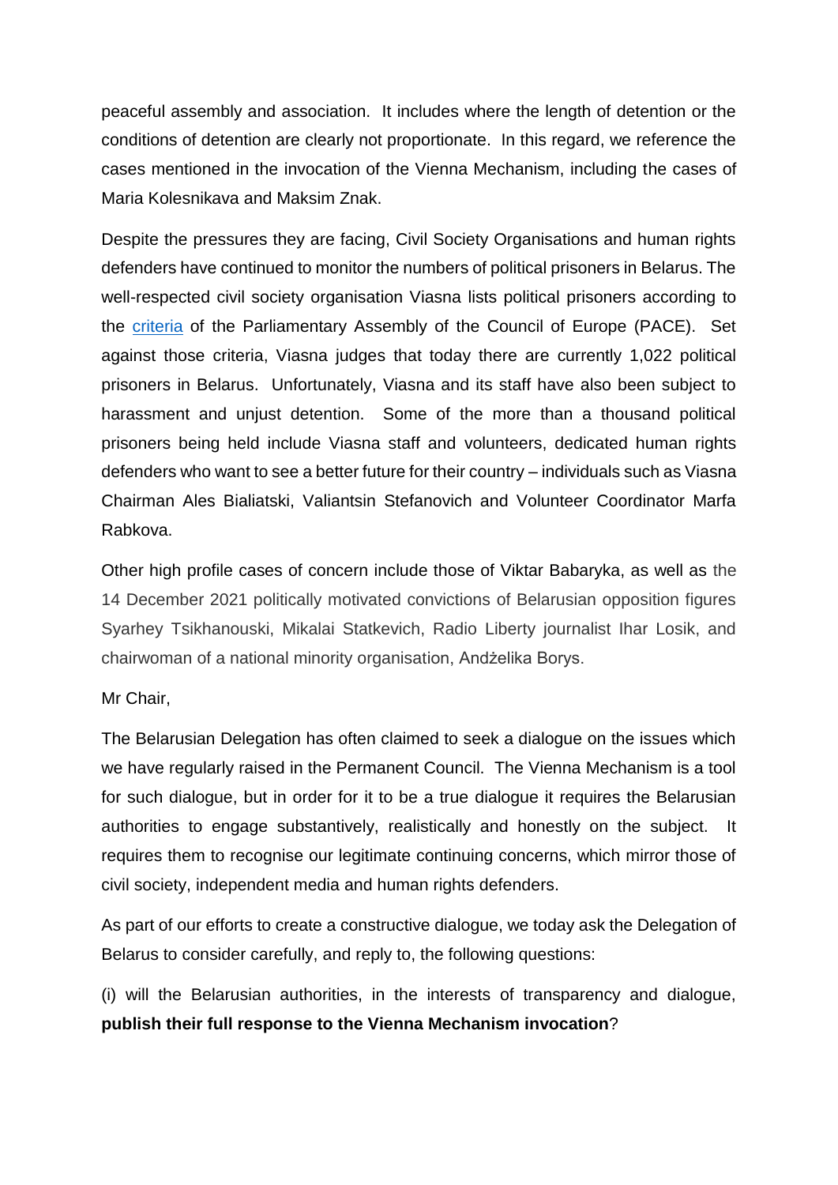peaceful assembly and association. It includes where the length of detention or the conditions of detention are clearly not proportionate. In this regard, we reference the cases mentioned in the invocation of the Vienna Mechanism, including the cases of Maria Kolesnikava and Maksim Znak.

Despite the pressures they are facing, Civil Society Organisations and human rights defenders have continued to monitor the numbers of political prisoners in Belarus. The well-respected civil society organisation Viasna lists political prisoners according to the criteria of the Parliamentary Assembly of the Council of Europe (PACE). Set against those criteria, Viasna judges that today there are currently 1,022 political prisoners in Belarus. Unfortunately, Viasna and its staff have also been subject to harassment and unjust detention. Some of the more than a thousand political prisoners being held include Viasna staff and volunteers, dedicated human rights defenders who want to see a better future for their country – individuals such as Viasna Chairman Ales Bialiatski, Valiantsin Stefanovich and Volunteer Coordinator Marfa Rabkova.

Other high profile cases of concern include those of Viktar Babaryka, as well as the 14 December 2021 politically motivated convictions of Belarusian opposition figures Syarhey Tsikhanouski, Mikalai Statkevich, Radio Liberty journalist Ihar Losik, and chairwoman of a national minority organisation, Andżelika Borys.

Mr Chair,

The Belarusian Delegation has often claimed to seek a dialogue on the issues which we have regularly raised in the Permanent Council. The Vienna Mechanism is a tool for such dialogue, but in order for it to be a true dialogue it requires the Belarusian authorities to engage substantively, realistically and honestly on the subject. It requires them to recognise our legitimate continuing concerns, which mirror those of civil society, independent media and human rights defenders.

As part of our efforts to create a constructive dialogue, we today ask the Delegation of Belarus to consider carefully, and reply to, the following questions:

(i) will the Belarusian authorities, in the interests of transparency and dialogue, **publish their full response to the Vienna Mechanism invocation**?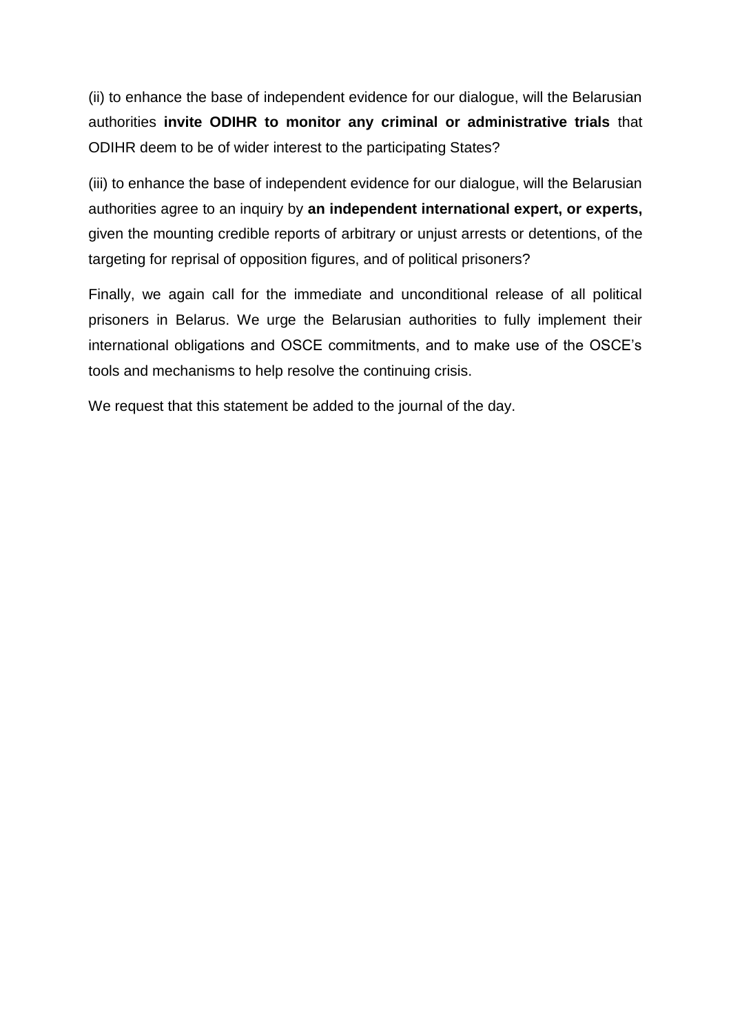(ii) to enhance the base of independent evidence for our dialogue, will the Belarusian authorities **invite ODIHR to monitor any criminal or administrative trials** that ODIHR deem to be of wider interest to the participating States?

(iii) to enhance the base of independent evidence for our dialogue, will the Belarusian authorities agree to an inquiry by **an independent international expert, or experts,** given the mounting credible reports of arbitrary or unjust arrests or detentions, of the targeting for reprisal of opposition figures, and of political prisoners?

Finally, we again call for the immediate and unconditional release of all political prisoners in Belarus. We urge the Belarusian authorities to fully implement their international obligations and OSCE commitments, and to make use of the OSCE's tools and mechanisms to help resolve the continuing crisis.

We request that this statement be added to the journal of the day.